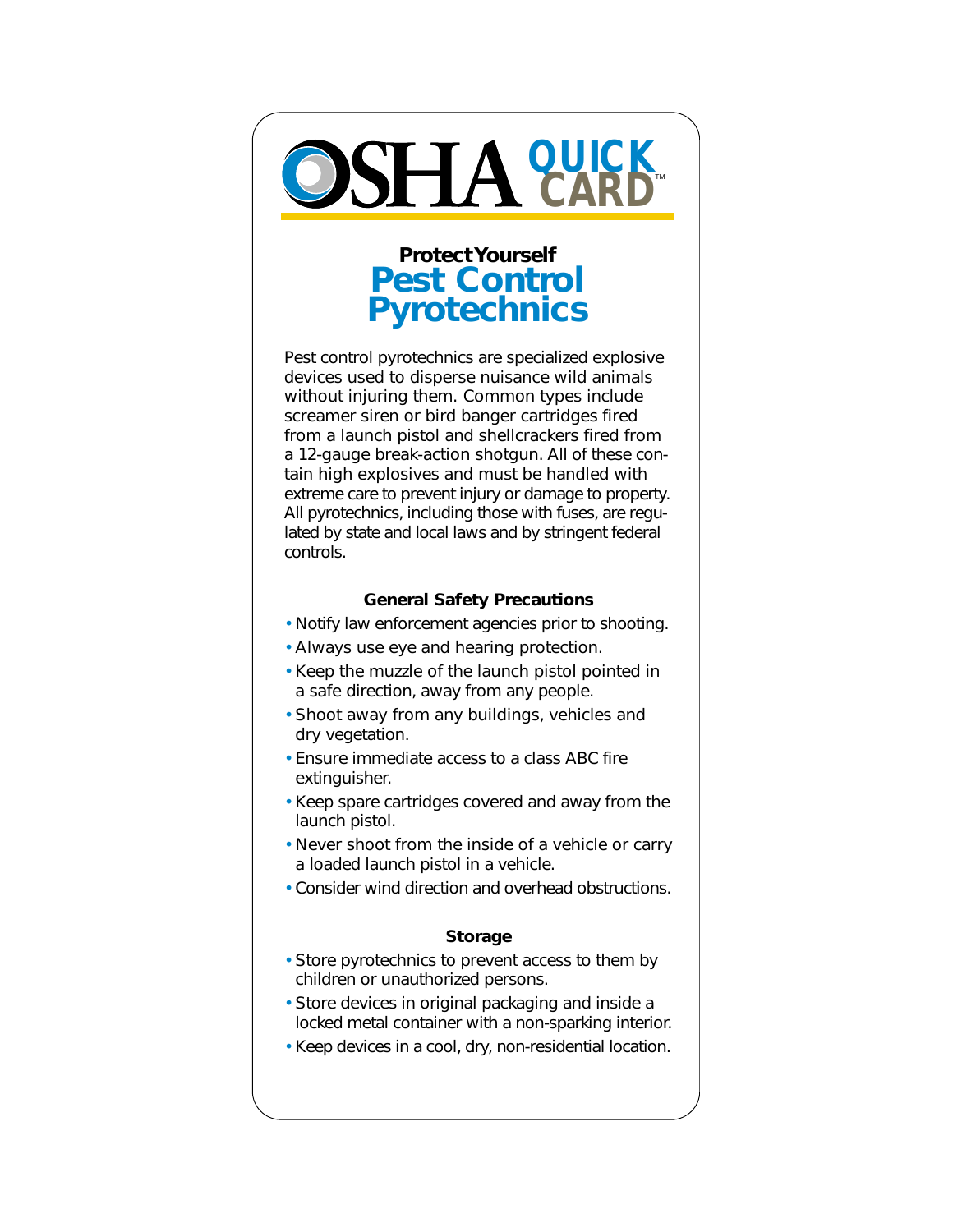# OSHA QUICK CARD™

## Protect Yourself
# Pest Control Pyrotechnics

Pest control pyrotechnics are specialized explosive devices used to disperse nuisance wild animals without injuring them. Common types include screamer siren or bird banger cartridges fired from a launch pistol and shellcrackers fired from a 12-gauge break-action shotgun. All of these contain high explosives and must be handled with extreme care to prevent injury or damage to property. All pyrotechnics, including those with fuses, are regulated by state and local laws and by stringent federal controls.

### General Safety Precautions

- Notify law enforcement agencies prior to shooting.
- Always use eye and hearing protection.
- Keep the muzzle of the launch pistol pointed in a safe direction, away from any people.
- Shoot away from any buildings, vehicles and dry vegetation.
- Ensure immediate access to a class ABC fire extinguisher.
- Keep spare cartridges covered and away from the launch pistol.
- Never shoot from the inside of a vehicle or carry a loaded launch pistol in a vehicle.
- Consider wind direction and overhead obstructions.

### Storage

- Store pyrotechnics to prevent access to them by children or unauthorized persons.
- Store devices in original packaging and inside a locked metal container with a non-sparking interior.
- Keep devices in a cool, dry, non-residential location.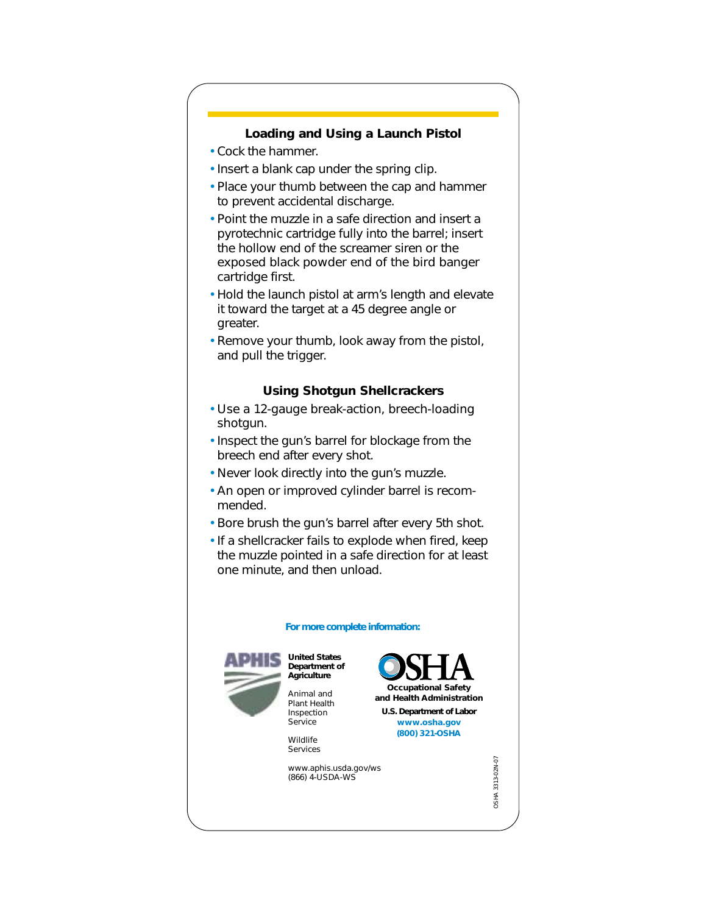## Loading and Using a Launch Pistol

- Cock the hammer.
- Insert a blank cap under the spring clip.
- Place your thumb between the cap and hammer to prevent accidental discharge.
- Point the muzzle in a safe direction and insert a pyrotechnic cartridge fully into the barrel; insert the hollow end of the screamer siren or the exposed black powder end of the bird banger cartridge first.
- Hold the launch pistol at arm's length and elevate it toward the target at a 45 degree angle or greater.
- Remove your thumb, look away from the pistol, and pull the trigger.

## Using Shotgun Shellcrackers

- Use a 12-gauge break-action, breech-loading shotgun.
- Inspect the gun's barrel for blockage from the breech end after every shot.
- Never look directly into the gun's muzzle.
- An open or improved cylinder barrel is recommended.
- Bore brush the gun's barrel after every 5th shot.
- If a shellcracker fails to explode when fired, keep the muzzle pointed in a safe direction for at least one minute, and then unload.

**For more complete information:**

APHIS

**United States Department of Agriculture**

Animal and Plant Health Inspection Service

Wildlife Services

www.aphis.usda.gov/ws
(866) 4-USDA-WS

OSHA

**Occupational Safety and Health Administration**

**U.S. Department of Labor**

**www.osha.gov**

**(800) 321-OSHA**

OSHA 3313-02N-07